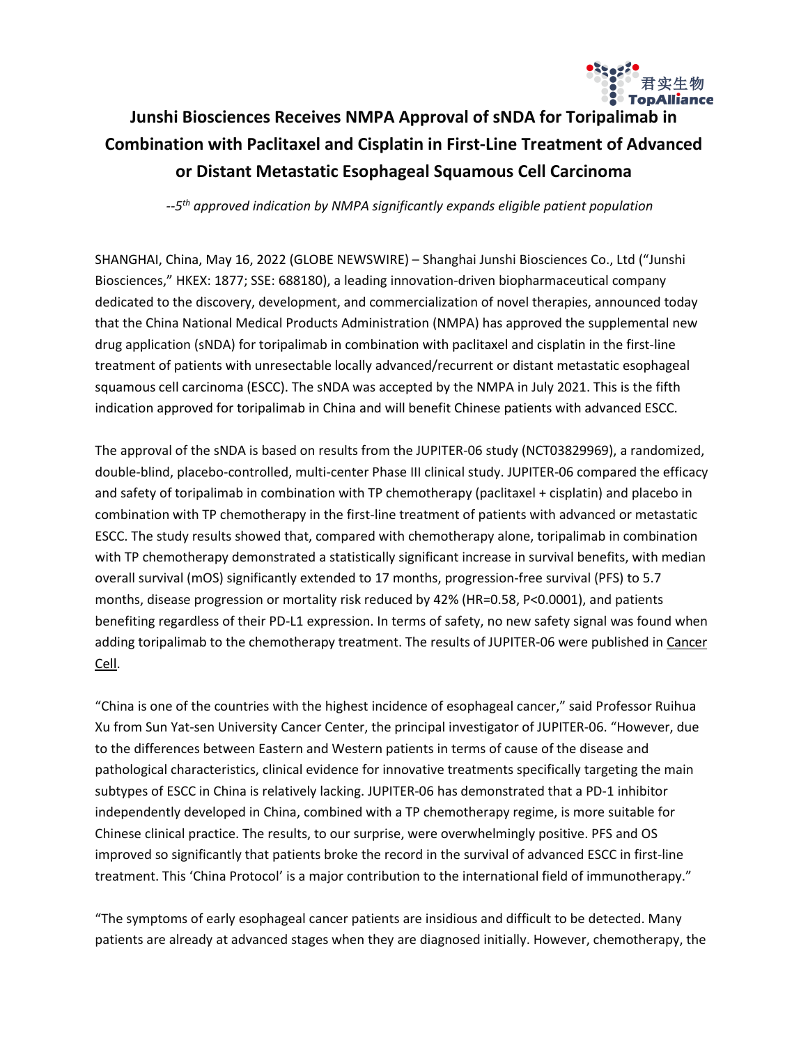# Junshi Biosciences Receives NMPA Approval of sNDA for Toripalimab in Combination with Paclitaxel and Cisplatin in First-Line Treatment of Advanced or Distant Metastatic Esophageal Squamous Cell Carcinoma

*--5th approved indication by NMPA significantly expands eligible patient population*

SHANGHAI, China, May 16, 2022 (GLOBE NEWSWIRE) – Shanghai Junshi Biosciences Co., Ltd ("Junshi Biosciences," HKEX: 1877; SSE: 688180), a leading innovation-driven biopharmaceutical company dedicated to the discovery, development, and commercialization of novel therapies, announced today that the China National Medical Products Administration (NMPA) has approved the supplemental new drug application (sNDA) for toripalimab in combination with paclitaxel and cisplatin in the first-line treatment of patients with unresectable locally advanced/recurrent or distant metastatic esophageal squamous cell carcinoma (ESCC). The sNDA was accepted by the NMPA in July 2021. This is the fifth indication approved for toripalimab in China and will benefit Chinese patients with advanced ESCC.

The approval of the sNDA is based on results from the JUPITER-06 study (NCT03829969), a randomized, double-blind, placebo-controlled, multi-center Phase III clinical study. JUPITER-06 compared the efficacy and safety of toripalimab in combination with TP chemotherapy (paclitaxel + cisplatin) and placebo in combination with TP chemotherapy in the first-line treatment of patients with advanced or metastatic ESCC. The study results showed that, compared with chemotherapy alone, toripalimab in combination with TP chemotherapy demonstrated a statistically significant increase in survival benefits, with median overall survival (mOS) significantly extended to 17 months, progression-free survival (PFS) to 5.7 months, disease progression or mortality risk reduced by 42% (HR=0.58, P<0.0001), and patients benefiting regardless of their PD-L1 expression. In terms of safety, no new safety signal was found when adding toripalimab to the chemotherapy treatment. The results of JUPITER-06 were published in Cancer Cell.

"China is one of the countries with the highest incidence of esophageal cancer," said Professor Ruihua Xu from Sun Yat-sen University Cancer Center, the principal investigator of JUPITER-06. "However, due to the differences between Eastern and Western patients in terms of cause of the disease and pathological characteristics, clinical evidence for innovative treatments specifically targeting the main subtypes of ESCC in China is relatively lacking. JUPITER-06 has demonstrated that a PD-1 inhibitor independently developed in China, combined with a TP chemotherapy regime, is more suitable for Chinese clinical practice. The results, to our surprise, were overwhelmingly positive. PFS and OS improved so significantly that patients broke the record in the survival of advanced ESCC in first-line treatment. This 'China Protocol' is a major contribution to the international field of immunotherapy."

"The symptoms of early esophageal cancer patients are insidious and difficult to be detected. Many patients are already at advanced stages when they are diagnosed initially. However, chemotherapy, the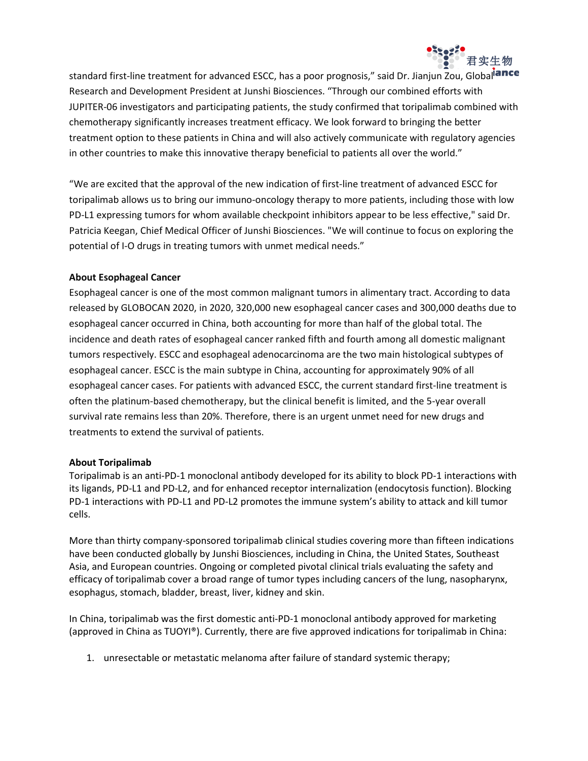standard first-line treatment for advanced ESCC, has a poor prognosis," said Dr. Jianjun Zou, Global Research and Development President at Junshi Biosciences. "Through our combined efforts with JUPITER-06 investigators and participating patients, the study confirmed that toripalimab combined with chemotherapy significantly increases treatment efficacy. We look forward to bringing the better treatment option to these patients in China and will also actively communicate with regulatory agencies in other countries to make this innovative therapy beneficial to patients all over the world."

"We are excited that the approval of the new indication of first-line treatment of advanced ESCC for toripalimab allows us to bring our immuno-oncology therapy to more patients, including those with low PD-L1 expressing tumors for whom available checkpoint inhibitors appear to be less effective," said Dr. Patricia Keegan, Chief Medical Officer of Junshi Biosciences. "We will continue to focus on exploring the potential of I-O drugs in treating tumors with unmet medical needs."

**About Esophageal Cancer**

Esophageal cancer is one of the most common malignant tumors in alimentary tract. According to data released by GLOBOCAN 2020, in 2020, 320,000 new esophageal cancer cases and 300,000 deaths due to esophageal cancer occurred in China, both accounting for more than half of the global total. The incidence and death rates of esophageal cancer ranked fifth and fourth among all domestic malignant tumors respectively. ESCC and esophageal adenocarcinoma are the two main histological subtypes of esophageal cancer. ESCC is the main subtype in China, accounting for approximately 90% of all esophageal cancer cases. For patients with advanced ESCC, the current standard first-line treatment is often the platinum-based chemotherapy, but the clinical benefit is limited, and the 5-year overall survival rate remains less than 20%. Therefore, there is an urgent unmet need for new drugs and treatments to extend the survival of patients.

**About Toripalimab**

Toripalimab is an anti-PD-1 monoclonal antibody developed for its ability to block PD-1 interactions with its ligands, PD-L1 and PD-L2, and for enhanced receptor internalization (endocytosis function). Blocking PD-1 interactions with PD-L1 and PD-L2 promotes the immune system's ability to attack and kill tumor cells.

More than thirty company-sponsored toripalimab clinical studies covering more than fifteen indications have been conducted globally by Junshi Biosciences, including in China, the United States, Southeast Asia, and European countries. Ongoing or completed pivotal clinical trials evaluating the safety and efficacy of toripalimab cover a broad range of tumor types including cancers of the lung, nasopharynx, esophagus, stomach, bladder, breast, liver, kidney and skin.

In China, toripalimab was the first domestic anti-PD-1 monoclonal antibody approved for marketing (approved in China as TUOYI®). Currently, there are five approved indications for toripalimab in China:

1. unresectable or metastatic melanoma after failure of standard systemic therapy;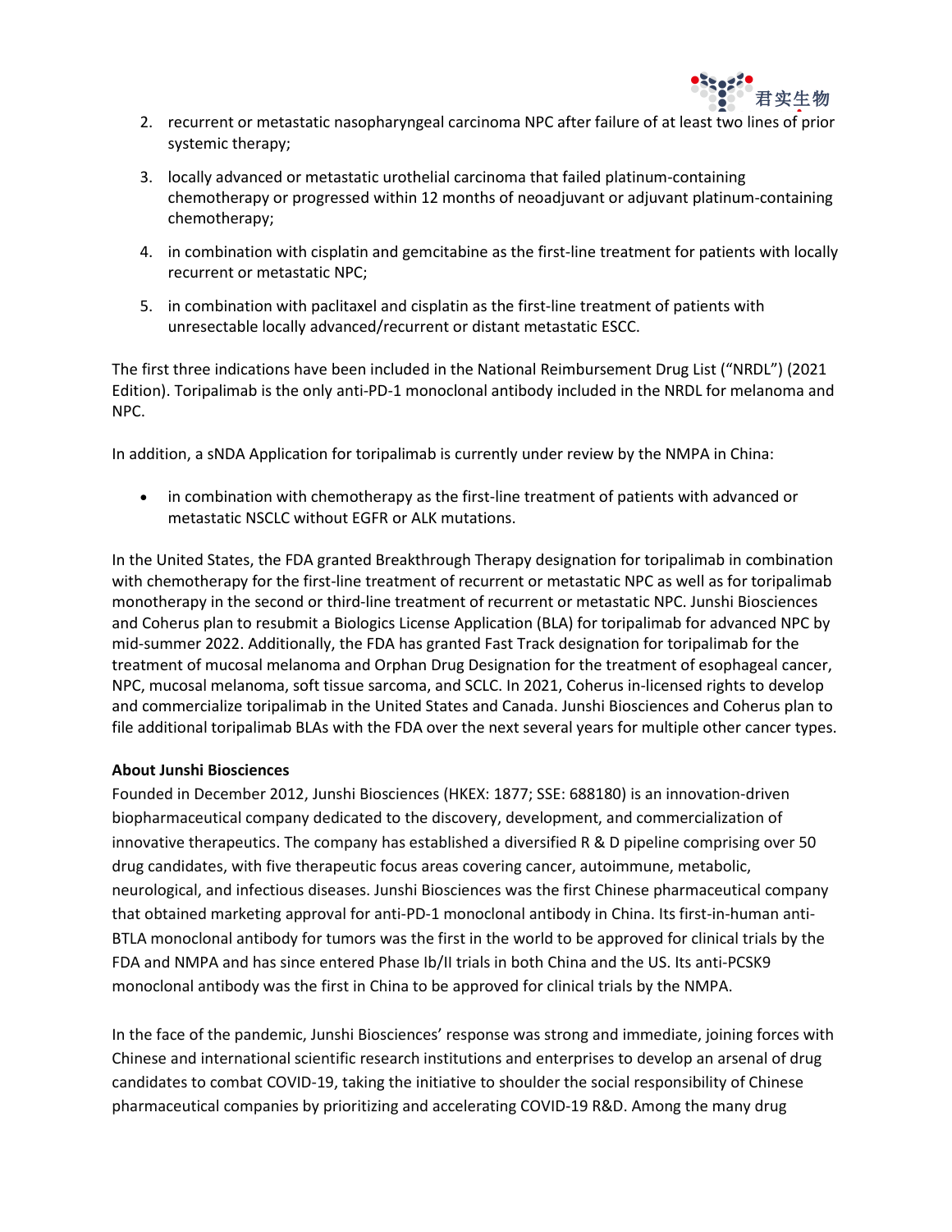2. recurrent or metastatic nasopharyngeal carcinoma NPC after failure of at least two lines of prior systemic therapy;
3. locally advanced or metastatic urothelial carcinoma that failed platinum-containing chemotherapy or progressed within 12 months of neoadjuvant or adjuvant platinum-containing chemotherapy;
4. in combination with cisplatin and gemcitabine as the first-line treatment for patients with locally recurrent or metastatic NPC;
5. in combination with paclitaxel and cisplatin as the first-line treatment of patients with unresectable locally advanced/recurrent or distant metastatic ESCC.

The first three indications have been included in the National Reimbursement Drug List ("NRDL") (2021 Edition). Toripalimab is the only anti-PD-1 monoclonal antibody included in the NRDL for melanoma and NPC.

In addition, a sNDA Application for toripalimab is currently under review by the NMPA in China:

- in combination with chemotherapy as the first-line treatment of patients with advanced or metastatic NSCLC without EGFR or ALK mutations.

In the United States, the FDA granted Breakthrough Therapy designation for toripalimab in combination with chemotherapy for the first-line treatment of recurrent or metastatic NPC as well as for toripalimab monotherapy in the second or third-line treatment of recurrent or metastatic NPC. Junshi Biosciences and Coherus plan to resubmit a Biologics License Application (BLA) for toripalimab for advanced NPC by mid-summer 2022. Additionally, the FDA has granted Fast Track designation for toripalimab for the treatment of mucosal melanoma and Orphan Drug Designation for the treatment of esophageal cancer, NPC, mucosal melanoma, soft tissue sarcoma, and SCLC. In 2021, Coherus in-licensed rights to develop and commercialize toripalimab in the United States and Canada. Junshi Biosciences and Coherus plan to file additional toripalimab BLAs with the FDA over the next several years for multiple other cancer types.

**About Junshi Biosciences**

Founded in December 2012, Junshi Biosciences (HKEX: 1877; SSE: 688180) is an innovation-driven biopharmaceutical company dedicated to the discovery, development, and commercialization of innovative therapeutics. The company has established a diversified R & D pipeline comprising over 50 drug candidates, with five therapeutic focus areas covering cancer, autoimmune, metabolic, neurological, and infectious diseases. Junshi Biosciences was the first Chinese pharmaceutical company that obtained marketing approval for anti-PD-1 monoclonal antibody in China. Its first-in-human anti-BTLA monoclonal antibody for tumors was the first in the world to be approved for clinical trials by the FDA and NMPA and has since entered Phase Ib/II trials in both China and the US. Its anti-PCSK9 monoclonal antibody was the first in China to be approved for clinical trials by the NMPA.

In the face of the pandemic, Junshi Biosciences' response was strong and immediate, joining forces with Chinese and international scientific research institutions and enterprises to develop an arsenal of drug candidates to combat COVID-19, taking the initiative to shoulder the social responsibility of Chinese pharmaceutical companies by prioritizing and accelerating COVID-19 R&D. Among the many drug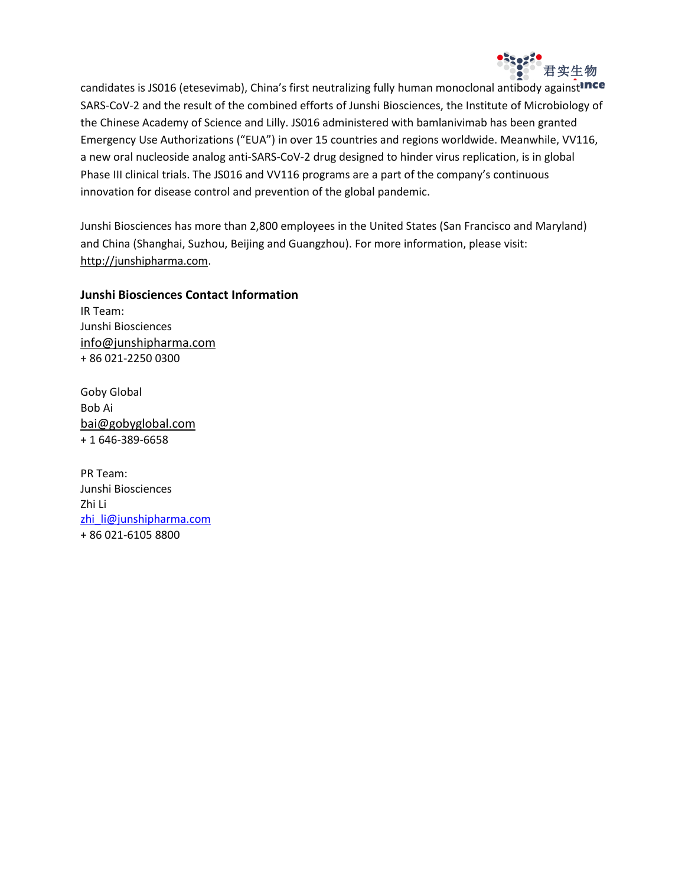candidates is JS016 (etesevimab), China's first neutralizing fully human monoclonal antibody against SARS-CoV-2 and the result of the combined efforts of Junshi Biosciences, the Institute of Microbiology of the Chinese Academy of Science and Lilly. JS016 administered with bamlanivimab has been granted Emergency Use Authorizations ("EUA") in over 15 countries and regions worldwide. Meanwhile, VV116, a new oral nucleoside analog anti-SARS-CoV-2 drug designed to hinder virus replication, is in global Phase III clinical trials. The JS016 and VV116 programs are a part of the company's continuous innovation for disease control and prevention of the global pandemic.

Junshi Biosciences has more than 2,800 employees in the United States (San Francisco and Maryland) and China (Shanghai, Suzhou, Beijing and Guangzhou). For more information, please visit: http://junshipharma.com.

**Junshi Biosciences Contact Information**

IR Team:
Junshi Biosciences
info@junshipharma.com
+ 86 021-2250 0300

Goby Global
Bob Ai
bai@gobyglobal.com
+ 1 646-389-6658

PR Team:
Junshi Biosciences
Zhi Li
zhi_li@junshipharma.com
+ 86 021-6105 8800